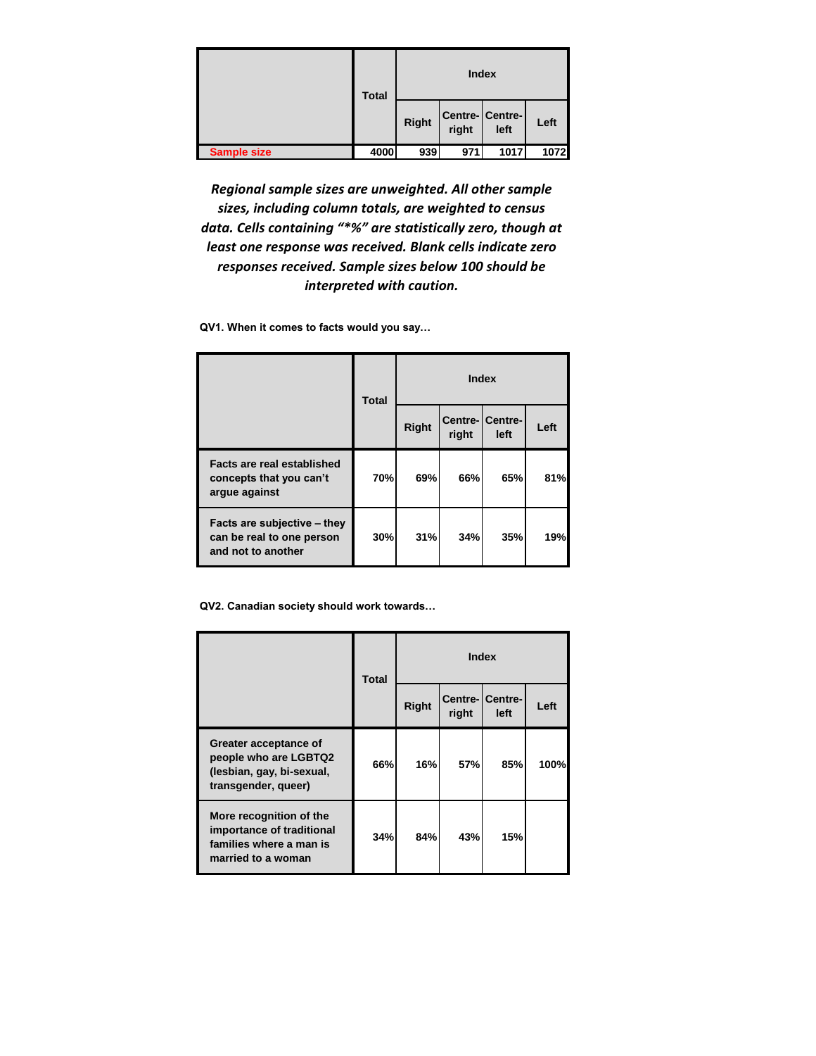| | Total | Index | | | |
|---|---|---|---|---|---|
| | | Right | Centre-right | Centre-left | Left |
| Sample size | 4000 | 939 | 971 | 1017 | 1072 |

*Regional sample sizes are unweighted. All other sample sizes, including column totals, are weighted to census data. Cells containing "*%" are statistically zero, though at least one response was received. Blank cells indicate zero responses received. Sample sizes below 100 should be interpreted with caution.*

**QV1. When it comes to facts would you say…**

| | Total | Index | | | |
|---|---|---|---|---|---|
| | | Right | Centre-right | Centre-left | Left |
| Facts are real established concepts that you can't argue against | 70% | 69% | 66% | 65% | 81% |
| Facts are subjective – they can be real to one person and not to another | 30% | 31% | 34% | 35% | 19% |

**QV2. Canadian society should work towards…**

| | Total | Index | | | |
|---|---|---|---|---|---|
| | | Right | Centre-right | Centre-left | Left |
| Greater acceptance of people who are LGBTQ2 (lesbian, gay, bi-sexual, transgender, queer) | 66% | 16% | 57% | 85% | 100% |
| More recognition of the importance of traditional families where a man is married to a woman | 34% | 84% | 43% | 15% | |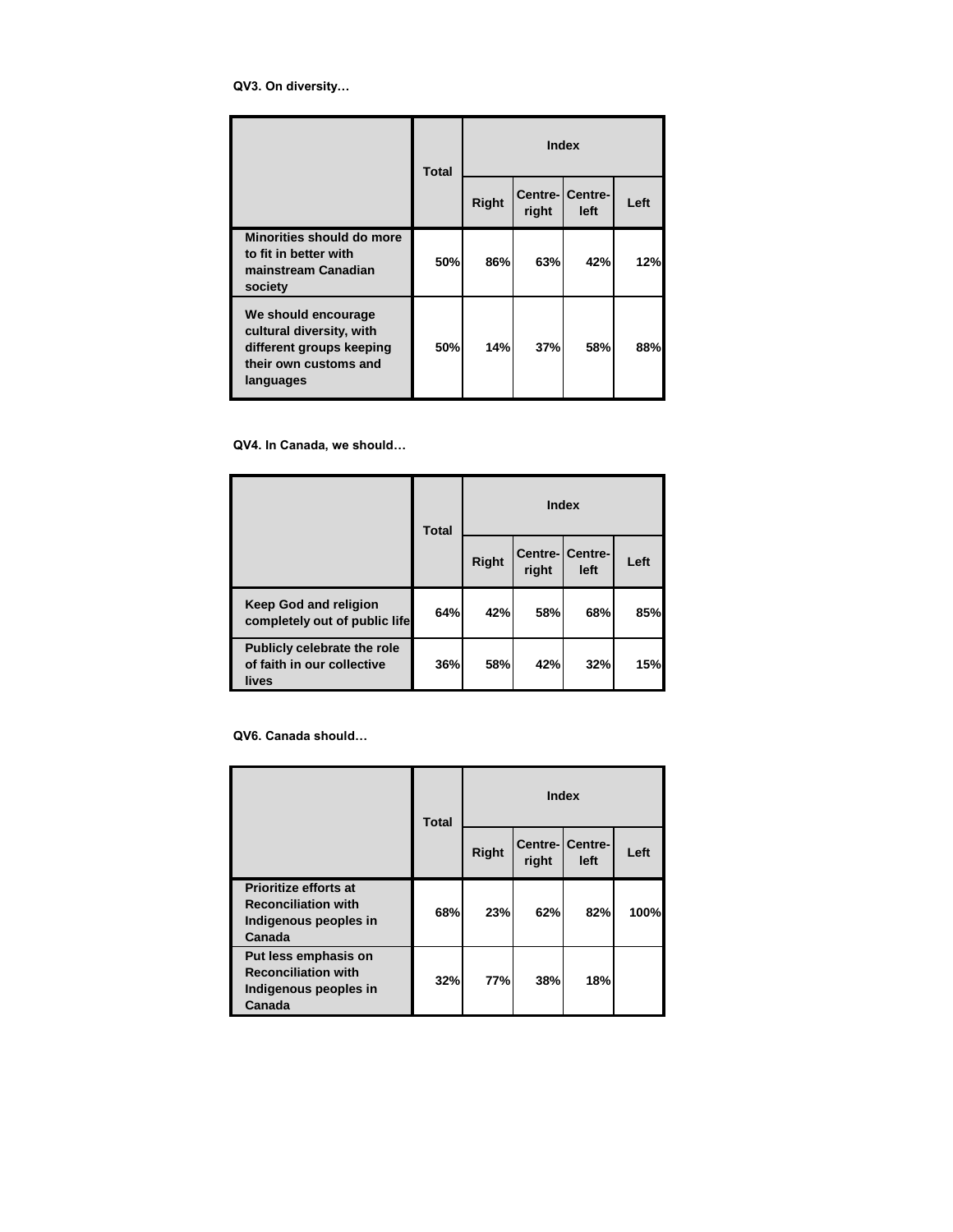**QV3. On diversity…**

| | Total | Index | | | |
|---|---|---|---|---|---|
| | | Right | Centre-right | Centre-left | Left |
| **Minorities should do more to fit in better with mainstream Canadian society** | 50% | 86% | 63% | 42% | 12% |
| **We should encourage cultural diversity, with different groups keeping their own customs and languages** | 50% | 14% | 37% | 58% | 88% |

**QV4. In Canada, we should…**

| | Total | Index | | | |
|---|---|---|---|---|---|
| | | Right | Centre-right | Centre-left | Left |
| **Keep God and religion completely out of public life** | 64% | 42% | 58% | 68% | 85% |
| **Publicly celebrate the role of faith in our collective lives** | 36% | 58% | 42% | 32% | 15% |

**QV6. Canada should…**

| | Total | Index | | | |
|---|---|---|---|---|---|
| | | Right | Centre-right | Centre-left | Left |
| **Prioritize efforts at Reconciliation with Indigenous peoples in Canada** | 68% | 23% | 62% | 82% | 100% |
| **Put less emphasis on Reconciliation with Indigenous peoples in Canada** | 32% | 77% | 38% | 18% | |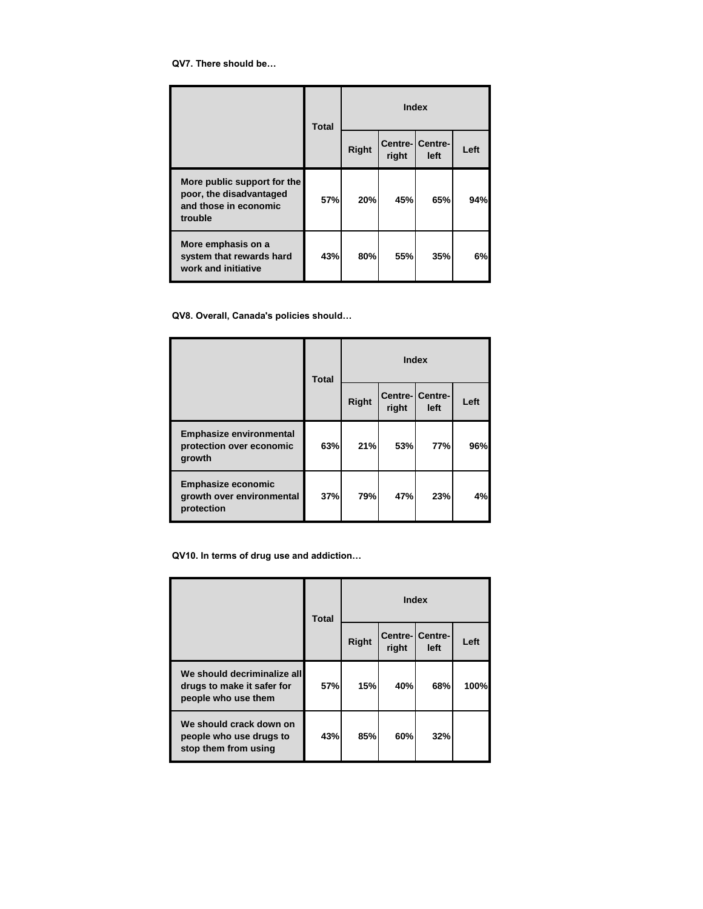**QV7. There should be…**

| | Total | Index | | | |
|---|---|---|---|---|---|
| | | Right | Centre-right | Centre-left | Left |
| More public support for the poor, the disadvantaged and those in economic trouble | 57% | 20% | 45% | 65% | 94% |
| More emphasis on a system that rewards hard work and initiative | 43% | 80% | 55% | 35% | 6% |

**QV8. Overall, Canada's policies should…**

| | Total | Index | | | |
|---|---|---|---|---|---|
| | | Right | Centre-right | Centre-left | Left |
| Emphasize environmental protection over economic growth | 63% | 21% | 53% | 77% | 96% |
| Emphasize economic growth over environmental protection | 37% | 79% | 47% | 23% | 4% |

**QV10. In terms of drug use and addiction…**

| | Total | Index | | | |
|---|---|---|---|---|---|
| | | Right | Centre-right | Centre-left | Left |
| We should decriminalize all drugs to make it safer for people who use them | 57% | 15% | 40% | 68% | 100% |
| We should crack down on people who use drugs to stop them from using | 43% | 85% | 60% | 32% | |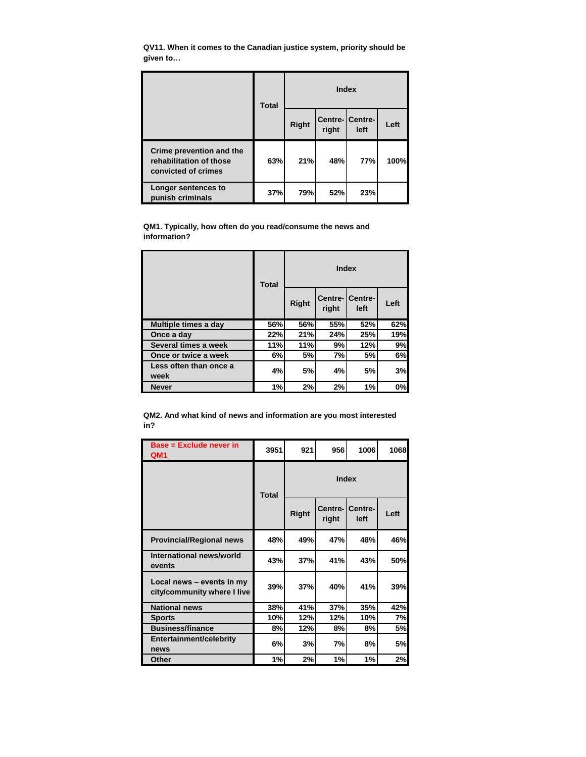**QV11. When it comes to the Canadian justice system, priority should be given to…**

| | Total | Index | | | |
|---|---|---|---|---|---|
| | | Right | Centre-right | Centre-left | Left |
| Crime prevention and the rehabilitation of those convicted of crimes | 63% | 21% | 48% | 77% | 100% |
| Longer sentences to punish criminals | 37% | 79% | 52% | 23% | |

**QM1. Typically, how often do you read/consume the news and information?**

| | Total | Index | | | |
|---|---|---|---|---|---|
| | | Right | Centre-right | Centre-left | Left |
| Multiple times a day | 56% | 56% | 55% | 52% | 62% |
| Once a day | 22% | 21% | 24% | 25% | 19% |
| Several times a week | 11% | 11% | 9% | 12% | 9% |
| Once or twice a week | 6% | 5% | 7% | 5% | 6% |
| Less often than once a week | 4% | 5% | 4% | 5% | 3% |
| Never | 1% | 2% | 2% | 1% | 0% |

**QM2. And what kind of news and information are you most interested in?**

| Base = Exclude never in QM1 | 3951 | 921 | 956 | 1006 | 1068 |
|---|---|---|---|---|---|
| | Total | Index | | | |
| | | Right | Centre-right | Centre-left | Left |
| Provincial/Regional news | 48% | 49% | 47% | 48% | 46% |
| International news/world events | 43% | 37% | 41% | 43% | 50% |
| Local news – events in my city/community where I live | 39% | 37% | 40% | 41% | 39% |
| National news | 38% | 41% | 37% | 35% | 42% |
| Sports | 10% | 12% | 12% | 10% | 7% |
| Business/finance | 8% | 12% | 8% | 8% | 5% |
| Entertainment/celebrity news | 6% | 3% | 7% | 8% | 5% |
| Other | 1% | 2% | 1% | 1% | 2% |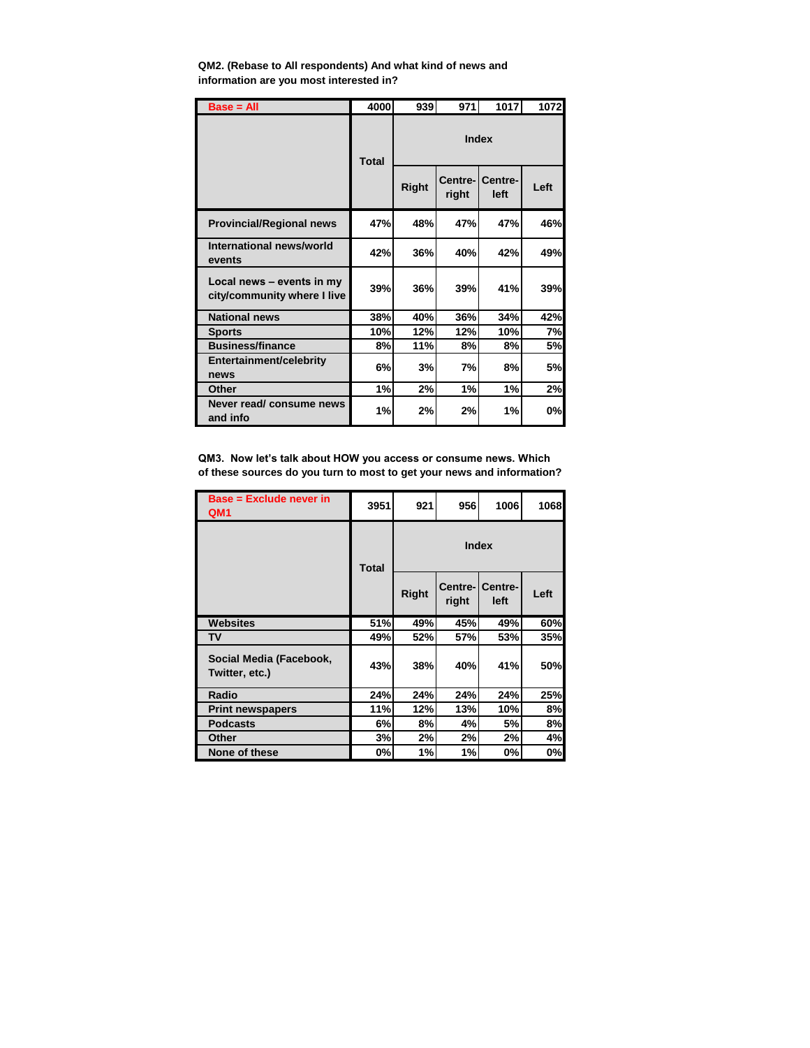**QM2. (Rebase to All respondents) And what kind of news and information are you most interested in?**

| Base = All | 4000 | 939 | 971 | 1017 | 1072 |
|---|---|---|---|---|---|
| | Total | Index | | | |
| | | Right | Centre-right | Centre-left | Left |
| Provincial/Regional news | 47% | 48% | 47% | 47% | 46% |
| International news/world events | 42% | 36% | 40% | 42% | 49% |
| Local news – events in my city/community where I live | 39% | 36% | 39% | 41% | 39% |
| National news | 38% | 40% | 36% | 34% | 42% |
| Sports | 10% | 12% | 12% | 10% | 7% |
| Business/finance | 8% | 11% | 8% | 8% | 5% |
| Entertainment/celebrity news | 6% | 3% | 7% | 8% | 5% |
| Other | 1% | 2% | 1% | 1% | 2% |
| Never read/ consume news and info | 1% | 2% | 2% | 1% | 0% |

**QM3. Now let's talk about HOW you access or consume news. Which of these sources do you turn to most to get your news and information?**

| Base = Exclude never in QM1 | 3951 | 921 | 956 | 1006 | 1068 |
|---|---|---|---|---|---|
| | Total | Index | | | |
| | | Right | Centre-right | Centre-left | Left |
| Websites | 51% | 49% | 45% | 49% | 60% |
| TV | 49% | 52% | 57% | 53% | 35% |
| Social Media (Facebook, Twitter, etc.) | 43% | 38% | 40% | 41% | 50% |
| Radio | 24% | 24% | 24% | 24% | 25% |
| Print newspapers | 11% | 12% | 13% | 10% | 8% |
| Podcasts | 6% | 8% | 4% | 5% | 8% |
| Other | 3% | 2% | 2% | 2% | 4% |
| None of these | 0% | 1% | 1% | 0% | 0% |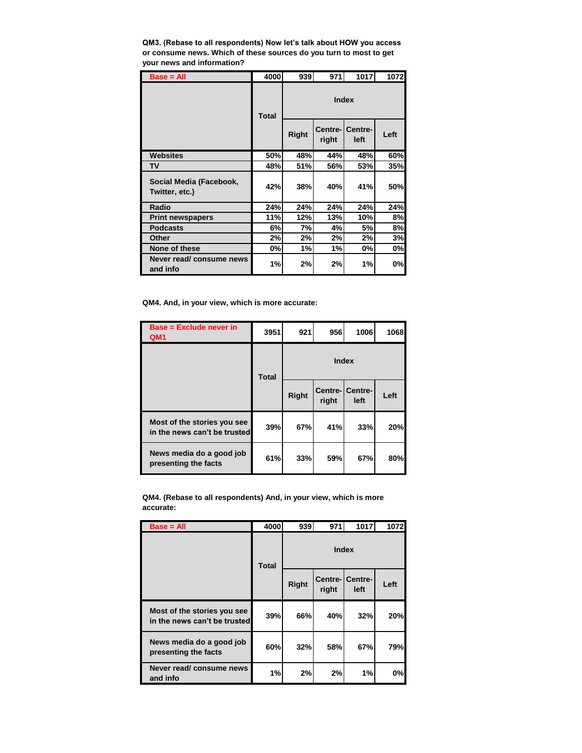**QM3. (Rebase to all respondents) Now let's talk about HOW you access or consume news. Which of these sources do you turn to most to get your news and information?**

| Base = All | 4000 | 939 | 971 | 1017 | 1072 |
|---|---|---|---|---|---|
| | Total | Index | | | |
| | | Right | Centre-right | Centre-left | Left |
| Websites | 50% | 48% | 44% | 48% | 60% |
| TV | 48% | 51% | 56% | 53% | 35% |
| Social Media (Facebook, Twitter, etc.) | 42% | 38% | 40% | 41% | 50% |
| Radio | 24% | 24% | 24% | 24% | 24% |
| Print newspapers | 11% | 12% | 13% | 10% | 8% |
| Podcasts | 6% | 7% | 4% | 5% | 8% |
| Other | 2% | 2% | 2% | 2% | 3% |
| None of these | 0% | 1% | 1% | 0% | 0% |
| Never read/ consume news and info | 1% | 2% | 2% | 1% | 0% |

**QM4. And, in your view, which is more accurate:**

| Base = Exclude never in QM1 | 3951 | 921 | 956 | 1006 | 1068 |
|---|---|---|---|---|---|
| | Total | Index | | | |
| | | Right | Centre-right | Centre-left | Left |
| Most of the stories you see in the news can't be trusted | 39% | 67% | 41% | 33% | 20% |
| News media do a good job presenting the facts | 61% | 33% | 59% | 67% | 80% |

**QM4. (Rebase to all respondents) And, in your view, which is more accurate:**

| Base = All | 4000 | 939 | 971 | 1017 | 1072 |
|---|---|---|---|---|---|
| | Total | Index | | | |
| | | Right | Centre-right | Centre-left | Left |
| Most of the stories you see in the news can't be trusted | 39% | 66% | 40% | 32% | 20% |
| News media do a good job presenting the facts | 60% | 32% | 58% | 67% | 79% |
| Never read/ consume news and info | 1% | 2% | 2% | 1% | 0% |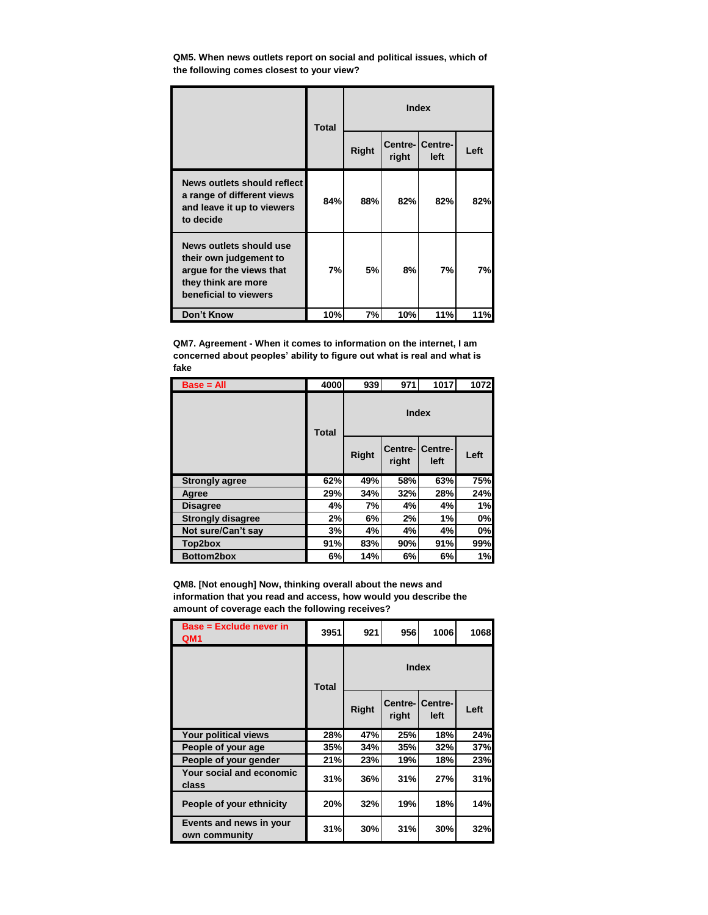**QM5. When news outlets report on social and political issues, which of the following comes closest to your view?**

| | Total | Index | | | |
|---|---|---|---|---|---|
| | | Right | Centre-right | Centre-left | Left |
| News outlets should reflect a range of different views and leave it up to viewers to decide | 84% | 88% | 82% | 82% | 82% |
| News outlets should use their own judgement to argue for the views that they think are more beneficial to viewers | 7% | 5% | 8% | 7% | 7% |
| Don't Know | 10% | 7% | 10% | 11% | 11% |

**QM7. Agreement - When it comes to information on the internet, I am concerned about peoples' ability to figure out what is real and what is fake**

| Base = All | 4000 | 939 | 971 | 1017 | 1072 |
|---|---|---|---|---|---|
| | Total | Index | | | |
| | | Right | Centre-right | Centre-left | Left |
| Strongly agree | 62% | 49% | 58% | 63% | 75% |
| Agree | 29% | 34% | 32% | 28% | 24% |
| Disagree | 4% | 7% | 4% | 4% | 1% |
| Strongly disagree | 2% | 6% | 2% | 1% | 0% |
| Not sure/Can't say | 3% | 4% | 4% | 4% | 0% |
| Top2box | 91% | 83% | 90% | 91% | 99% |
| Bottom2box | 6% | 14% | 6% | 6% | 1% |

**QM8. [Not enough] Now, thinking overall about the news and information that you read and access, how would you describe the amount of coverage each the following receives?**

| Base = Exclude never in QM1 | 3951 | 921 | 956 | 1006 | 1068 |
|---|---|---|---|---|---|
| | Total | Index | | | |
| | | Right | Centre-right | Centre-left | Left |
| Your political views | 28% | 47% | 25% | 18% | 24% |
| People of your age | 35% | 34% | 35% | 32% | 37% |
| People of your gender | 21% | 23% | 19% | 18% | 23% |
| Your social and economic class | 31% | 36% | 31% | 27% | 31% |
| People of your ethnicity | 20% | 32% | 19% | 18% | 14% |
| Events and news in your own community | 31% | 30% | 31% | 30% | 32% |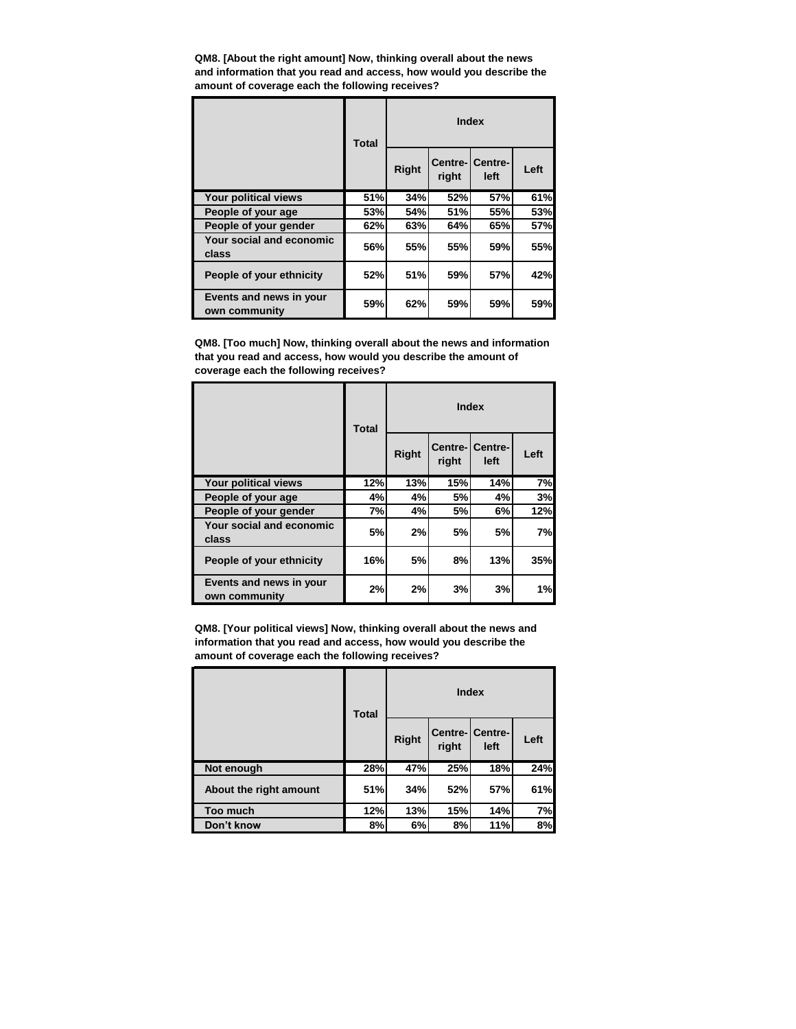**QM8. [About the right amount] Now, thinking overall about the news and information that you read and access, how would you describe the amount of coverage each the following receives?**

| | Total | Index | | | |
|---|---|---|---|---|---|
| | | Right | Centre-right | Centre-left | Left |
| Your political views | 51% | 34% | 52% | 57% | 61% |
| People of your age | 53% | 54% | 51% | 55% | 53% |
| People of your gender | 62% | 63% | 64% | 65% | 57% |
| Your social and economic class | 56% | 55% | 55% | 59% | 55% |
| People of your ethnicity | 52% | 51% | 59% | 57% | 42% |
| Events and news in your own community | 59% | 62% | 59% | 59% | 59% |

**QM8. [Too much] Now, thinking overall about the news and information that you read and access, how would you describe the amount of coverage each the following receives?**

| | Total | Index | | | |
|---|---|---|---|---|---|
| | | Right | Centre-right | Centre-left | Left |
| Your political views | 12% | 13% | 15% | 14% | 7% |
| People of your age | 4% | 4% | 5% | 4% | 3% |
| People of your gender | 7% | 4% | 5% | 6% | 12% |
| Your social and economic class | 5% | 2% | 5% | 5% | 7% |
| People of your ethnicity | 16% | 5% | 8% | 13% | 35% |
| Events and news in your own community | 2% | 2% | 3% | 3% | 1% |

**QM8. [Your political views] Now, thinking overall about the news and information that you read and access, how would you describe the amount of coverage each the following receives?**

| | Total | Index | | | |
|---|---|---|---|---|---|
| | | Right | Centre-right | Centre-left | Left |
| Not enough | 28% | 47% | 25% | 18% | 24% |
| About the right amount | 51% | 34% | 52% | 57% | 61% |
| Too much | 12% | 13% | 15% | 14% | 7% |
| Don't know | 8% | 6% | 8% | 11% | 8% |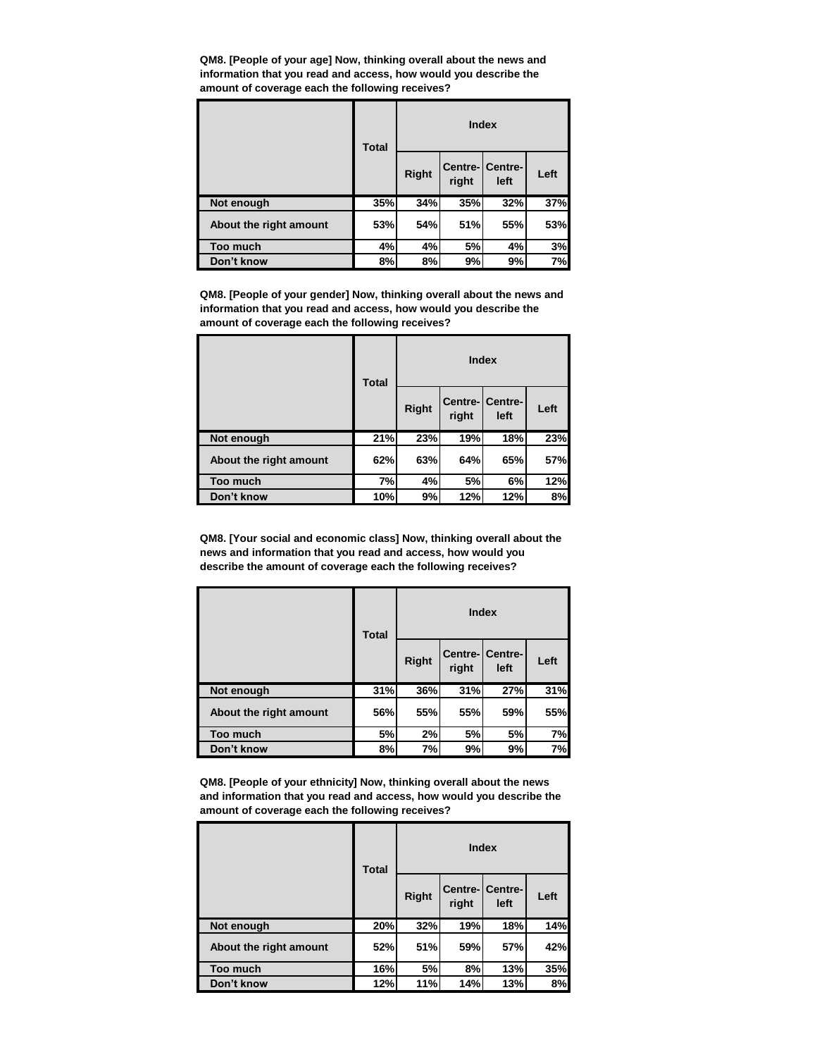**QM8. [People of your age] Now, thinking overall about the news and information that you read and access, how would you describe the amount of coverage each the following receives?**

| | Total | Index | | | |
|---|---|---|---|---|---|
| | | Right | Centre-right | Centre-left | Left |
| Not enough | 35% | 34% | 35% | 32% | 37% |
| About the right amount | 53% | 54% | 51% | 55% | 53% |
| Too much | 4% | 4% | 5% | 4% | 3% |
| Don't know | 8% | 8% | 9% | 9% | 7% |

**QM8. [People of your gender] Now, thinking overall about the news and information that you read and access, how would you describe the amount of coverage each the following receives?**

| | Total | Index | | | |
|---|---|---|---|---|---|
| | | Right | Centre-right | Centre-left | Left |
| Not enough | 21% | 23% | 19% | 18% | 23% |
| About the right amount | 62% | 63% | 64% | 65% | 57% |
| Too much | 7% | 4% | 5% | 6% | 12% |
| Don't know | 10% | 9% | 12% | 12% | 8% |

**QM8. [Your social and economic class] Now, thinking overall about the news and information that you read and access, how would you describe the amount of coverage each the following receives?**

| | Total | Index | | | |
|---|---|---|---|---|---|
| | | Right | Centre-right | Centre-left | Left |
| Not enough | 31% | 36% | 31% | 27% | 31% |
| About the right amount | 56% | 55% | 55% | 59% | 55% |
| Too much | 5% | 2% | 5% | 5% | 7% |
| Don't know | 8% | 7% | 9% | 9% | 7% |

**QM8. [People of your ethnicity] Now, thinking overall about the news and information that you read and access, how would you describe the amount of coverage each the following receives?**

| | Total | Index | | | |
|---|---|---|---|---|---|
| | | Right | Centre-right | Centre-left | Left |
| Not enough | 20% | 32% | 19% | 18% | 14% |
| About the right amount | 52% | 51% | 59% | 57% | 42% |
| Too much | 16% | 5% | 8% | 13% | 35% |
| Don't know | 12% | 11% | 14% | 13% | 8% |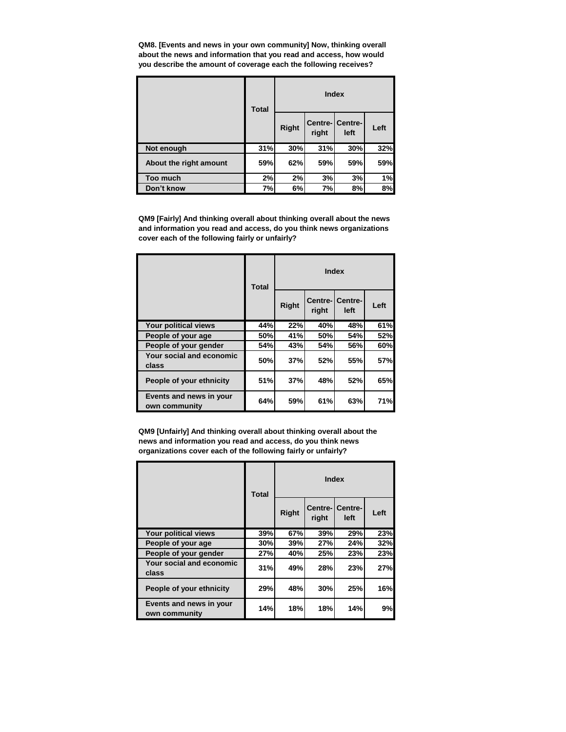**QM8. [Events and news in your own community] Now, thinking overall about the news and information that you read and access, how would you describe the amount of coverage each the following receives?**

| | Total | Index | | | |
|---|---|---|---|---|---|
| | | Right | Centre-right | Centre-left | Left |
| Not enough | 31% | 30% | 31% | 30% | 32% |
| About the right amount | 59% | 62% | 59% | 59% | 59% |
| Too much | 2% | 2% | 3% | 3% | 1% |
| Don't know | 7% | 6% | 7% | 8% | 8% |

**QM9 [Fairly] And thinking overall about thinking overall about the news and information you read and access, do you think news organizations cover each of the following fairly or unfairly?**

| | Total | Index | | | |
|---|---|---|---|---|---|
| | | Right | Centre-right | Centre-left | Left |
| Your political views | 44% | 22% | 40% | 48% | 61% |
| People of your age | 50% | 41% | 50% | 54% | 52% |
| People of your gender | 54% | 43% | 54% | 56% | 60% |
| Your social and economic class | 50% | 37% | 52% | 55% | 57% |
| People of your ethnicity | 51% | 37% | 48% | 52% | 65% |
| Events and news in your own community | 64% | 59% | 61% | 63% | 71% |

**QM9 [Unfairly] And thinking overall about thinking overall about the news and information you read and access, do you think news organizations cover each of the following fairly or unfairly?**

| | Total | Index | | | |
|---|---|---|---|---|---|
| | | Right | Centre-right | Centre-left | Left |
| Your political views | 39% | 67% | 39% | 29% | 23% |
| People of your age | 30% | 39% | 27% | 24% | 32% |
| People of your gender | 27% | 40% | 25% | 23% | 23% |
| Your social and economic class | 31% | 49% | 28% | 23% | 27% |
| People of your ethnicity | 29% | 48% | 30% | 25% | 16% |
| Events and news in your own community | 14% | 18% | 18% | 14% | 9% |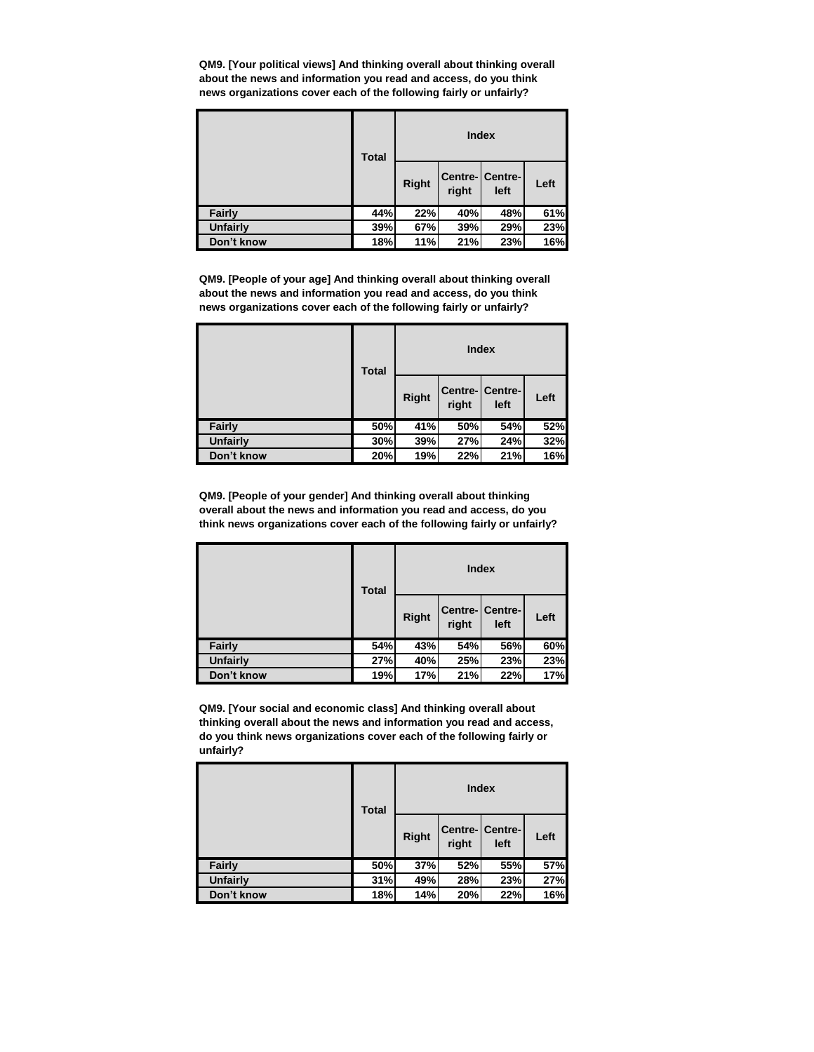**QM9. [Your political views] And thinking overall about thinking overall about the news and information you read and access, do you think news organizations cover each of the following fairly or unfairly?**

| | Total | Index | | | |
|---|---|---|---|---|---|
| | | Right | Centre-right | Centre-left | Left |
| Fairly | 44% | 22% | 40% | 48% | 61% |
| Unfairly | 39% | 67% | 39% | 29% | 23% |
| Don't know | 18% | 11% | 21% | 23% | 16% |

**QM9. [People of your age] And thinking overall about thinking overall about the news and information you read and access, do you think news organizations cover each of the following fairly or unfairly?**

| | Total | Index | | | |
|---|---|---|---|---|---|
| | | Right | Centre-right | Centre-left | Left |
| Fairly | 50% | 41% | 50% | 54% | 52% |
| Unfairly | 30% | 39% | 27% | 24% | 32% |
| Don't know | 20% | 19% | 22% | 21% | 16% |

**QM9. [People of your gender] And thinking overall about thinking overall about the news and information you read and access, do you think news organizations cover each of the following fairly or unfairly?**

| | Total | Index | | | |
|---|---|---|---|---|---|
| | | Right | Centre-right | Centre-left | Left |
| Fairly | 54% | 43% | 54% | 56% | 60% |
| Unfairly | 27% | 40% | 25% | 23% | 23% |
| Don't know | 19% | 17% | 21% | 22% | 17% |

**QM9. [Your social and economic class] And thinking overall about thinking overall about the news and information you read and access, do you think news organizations cover each of the following fairly or unfairly?**

| | Total | Index | | | |
|---|---|---|---|---|---|
| | | Right | Centre-right | Centre-left | Left |
| Fairly | 50% | 37% | 52% | 55% | 57% |
| Unfairly | 31% | 49% | 28% | 23% | 27% |
| Don't know | 18% | 14% | 20% | 22% | 16% |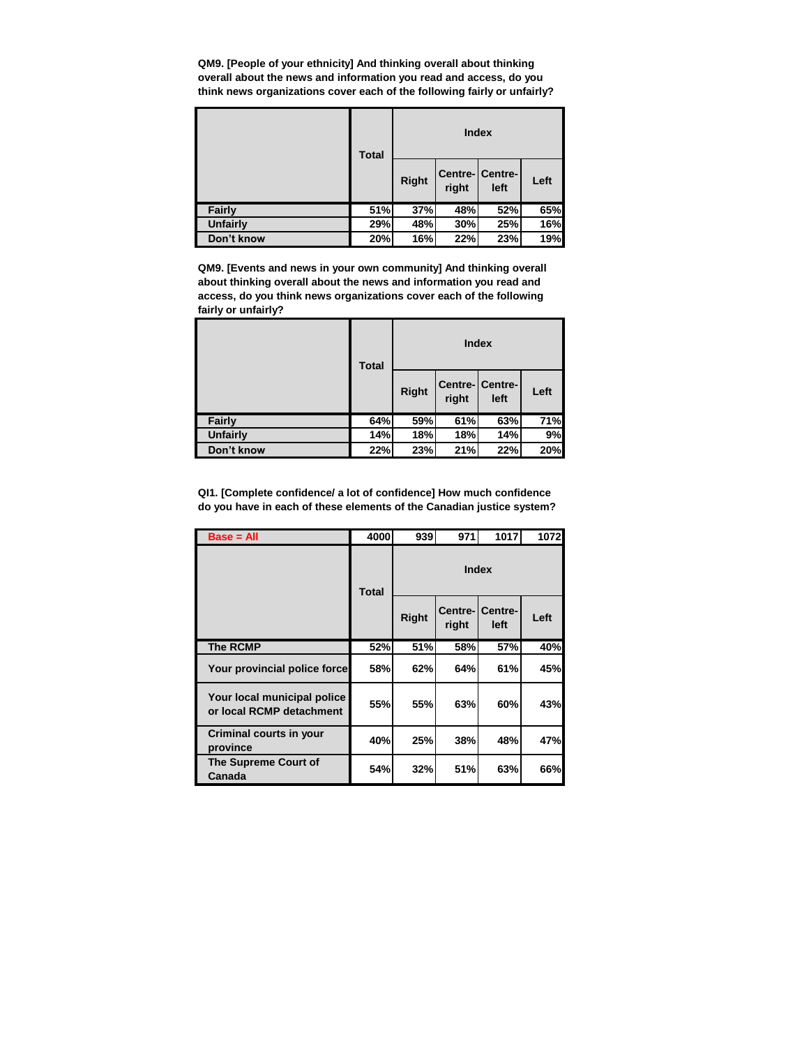**QM9. [People of your ethnicity] And thinking overall about thinking overall about the news and information you read and access, do you think news organizations cover each of the following fairly or unfairly?**

| | Total | Index | | | |
|---|---|---|---|---|---|
| | | Right | Centre-right | Centre-left | Left |
| Fairly | 51% | 37% | 48% | 52% | 65% |
| Unfairly | 29% | 48% | 30% | 25% | 16% |
| Don't know | 20% | 16% | 22% | 23% | 19% |

**QM9. [Events and news in your own community] And thinking overall about thinking overall about the news and information you read and access, do you think news organizations cover each of the following fairly or unfairly?**

| | Total | Index | | | |
|---|---|---|---|---|---|
| | | Right | Centre-right | Centre-left | Left |
| Fairly | 64% | 59% | 61% | 63% | 71% |
| Unfairly | 14% | 18% | 18% | 14% | 9% |
| Don't know | 22% | 23% | 21% | 22% | 20% |

**QI1. [Complete confidence/ a lot of confidence] How much confidence do you have in each of these elements of the Canadian justice system?**

| Base = All | 4000 | 939 | 971 | 1017 | 1072 |
|---|---|---|---|---|---|
| | Total | Index | | | |
| | | Right | Centre-right | Centre-left | Left |
| The RCMP | 52% | 51% | 58% | 57% | 40% |
| Your provincial police force | 58% | 62% | 64% | 61% | 45% |
| Your local municipal police or local RCMP detachment | 55% | 55% | 63% | 60% | 43% |
| Criminal courts in your province | 40% | 25% | 38% | 48% | 47% |
| The Supreme Court of Canada | 54% | 32% | 51% | 63% | 66% |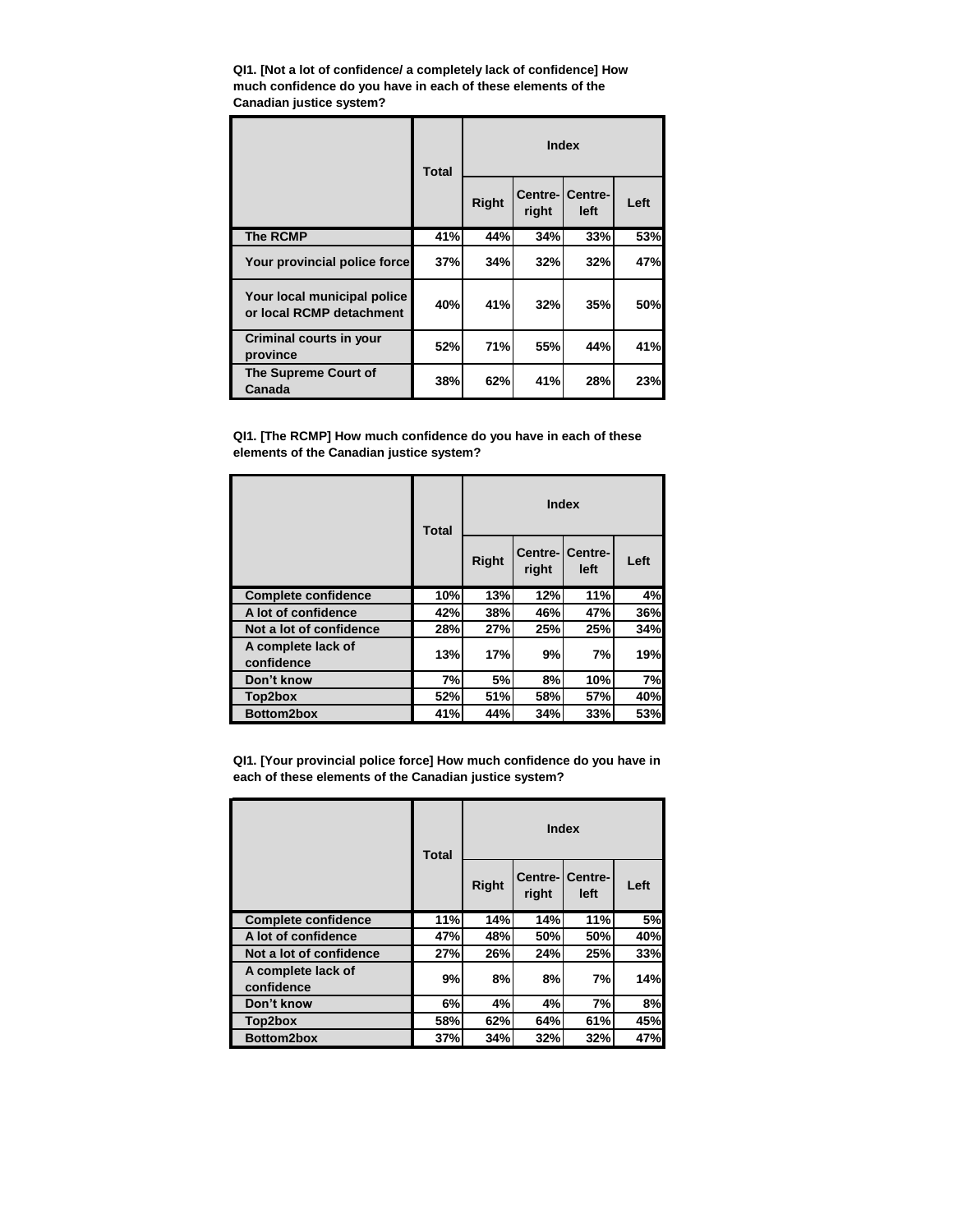**QI1. [Not a lot of confidence/ a completely lack of confidence] How much confidence do you have in each of these elements of the Canadian justice system?**

| | Total | Index | | | |
|---|---|---|---|---|---|
| | | Right | Centre-right | Centre-left | Left |
| The RCMP | 41% | 44% | 34% | 33% | 53% |
| Your provincial police force | 37% | 34% | 32% | 32% | 47% |
| Your local municipal police or local RCMP detachment | 40% | 41% | 32% | 35% | 50% |
| Criminal courts in your province | 52% | 71% | 55% | 44% | 41% |
| The Supreme Court of Canada | 38% | 62% | 41% | 28% | 23% |

**QI1. [The RCMP] How much confidence do you have in each of these elements of the Canadian justice system?**

| | Total | Index | | | |
|---|---|---|---|---|---|
| | | Right | Centre-right | Centre-left | Left |
| Complete confidence | 10% | 13% | 12% | 11% | 4% |
| A lot of confidence | 42% | 38% | 46% | 47% | 36% |
| Not a lot of confidence | 28% | 27% | 25% | 25% | 34% |
| A complete lack of confidence | 13% | 17% | 9% | 7% | 19% |
| Don't know | 7% | 5% | 8% | 10% | 7% |
| Top2box | 52% | 51% | 58% | 57% | 40% |
| Bottom2box | 41% | 44% | 34% | 33% | 53% |

**QI1. [Your provincial police force] How much confidence do you have in each of these elements of the Canadian justice system?**

| | Total | Index | | | |
|---|---|---|---|---|---|
| | | Right | Centre-right | Centre-left | Left |
| Complete confidence | 11% | 14% | 14% | 11% | 5% |
| A lot of confidence | 47% | 48% | 50% | 50% | 40% |
| Not a lot of confidence | 27% | 26% | 24% | 25% | 33% |
| A complete lack of confidence | 9% | 8% | 8% | 7% | 14% |
| Don't know | 6% | 4% | 4% | 7% | 8% |
| Top2box | 58% | 62% | 64% | 61% | 45% |
| Bottom2box | 37% | 34% | 32% | 32% | 47% |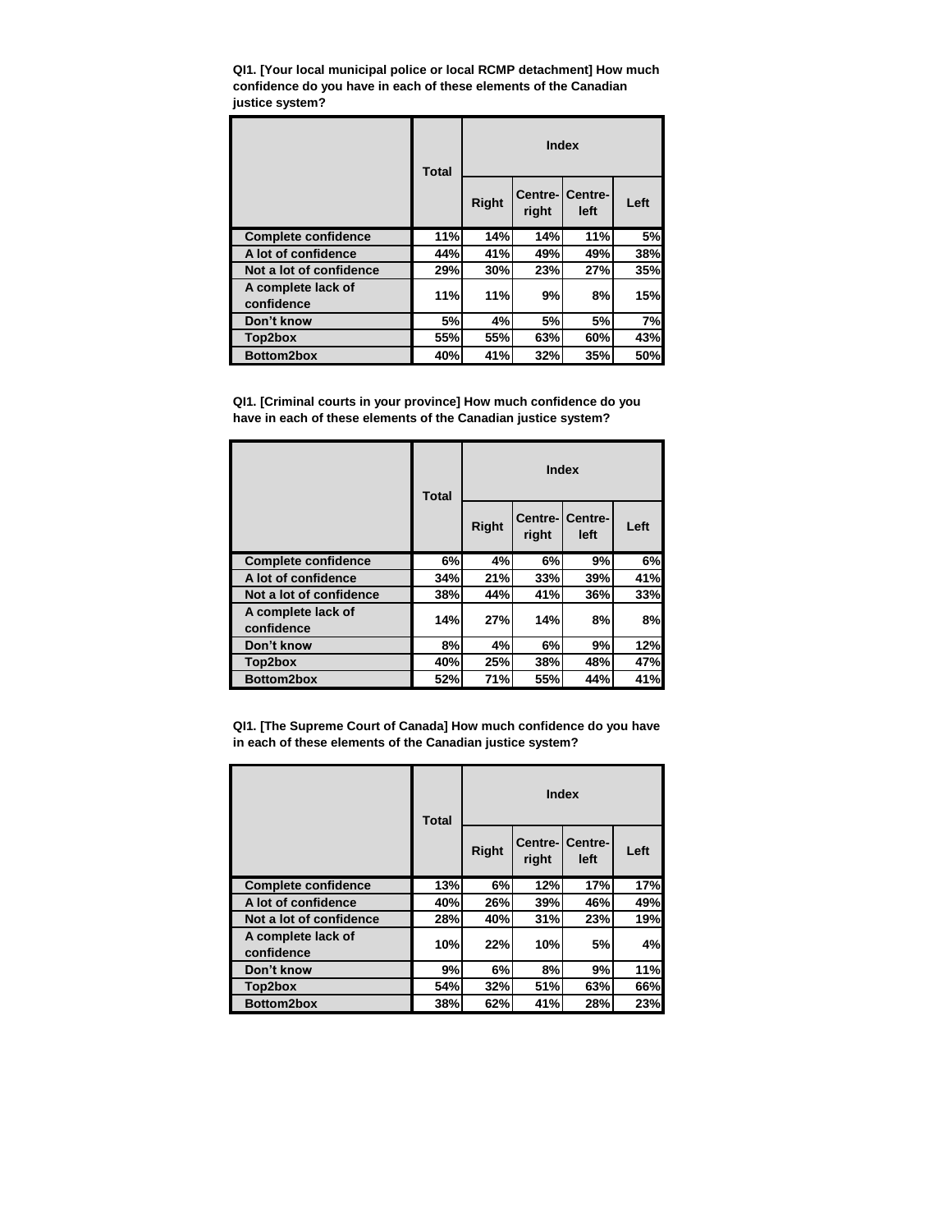**QI1. [Your local municipal police or local RCMP detachment] How much confidence do you have in each of these elements of the Canadian justice system?**

| | Total | Index | | | |
|---|---|---|---|---|---|
| | | Right | Centre-right | Centre-left | Left |
| Complete confidence | 11% | 14% | 14% | 11% | 5% |
| A lot of confidence | 44% | 41% | 49% | 49% | 38% |
| Not a lot of confidence | 29% | 30% | 23% | 27% | 35% |
| A complete lack of confidence | 11% | 11% | 9% | 8% | 15% |
| Don't know | 5% | 4% | 5% | 5% | 7% |
| Top2box | 55% | 55% | 63% | 60% | 43% |
| Bottom2box | 40% | 41% | 32% | 35% | 50% |

**QI1. [Criminal courts in your province] How much confidence do you have in each of these elements of the Canadian justice system?**

| | Total | Index | | | |
|---|---|---|---|---|---|
| | | Right | Centre-right | Centre-left | Left |
| Complete confidence | 6% | 4% | 6% | 9% | 6% |
| A lot of confidence | 34% | 21% | 33% | 39% | 41% |
| Not a lot of confidence | 38% | 44% | 41% | 36% | 33% |
| A complete lack of confidence | 14% | 27% | 14% | 8% | 8% |
| Don't know | 8% | 4% | 6% | 9% | 12% |
| Top2box | 40% | 25% | 38% | 48% | 47% |
| Bottom2box | 52% | 71% | 55% | 44% | 41% |

**QI1. [The Supreme Court of Canada] How much confidence do you have in each of these elements of the Canadian justice system?**

| | Total | Index | | | |
|---|---|---|---|---|---|
| | | Right | Centre-right | Centre-left | Left |
| Complete confidence | 13% | 6% | 12% | 17% | 17% |
| A lot of confidence | 40% | 26% | 39% | 46% | 49% |
| Not a lot of confidence | 28% | 40% | 31% | 23% | 19% |
| A complete lack of confidence | 10% | 22% | 10% | 5% | 4% |
| Don't know | 9% | 6% | 8% | 9% | 11% |
| Top2box | 54% | 32% | 51% | 63% | 66% |
| Bottom2box | 38% | 62% | 41% | 28% | 23% |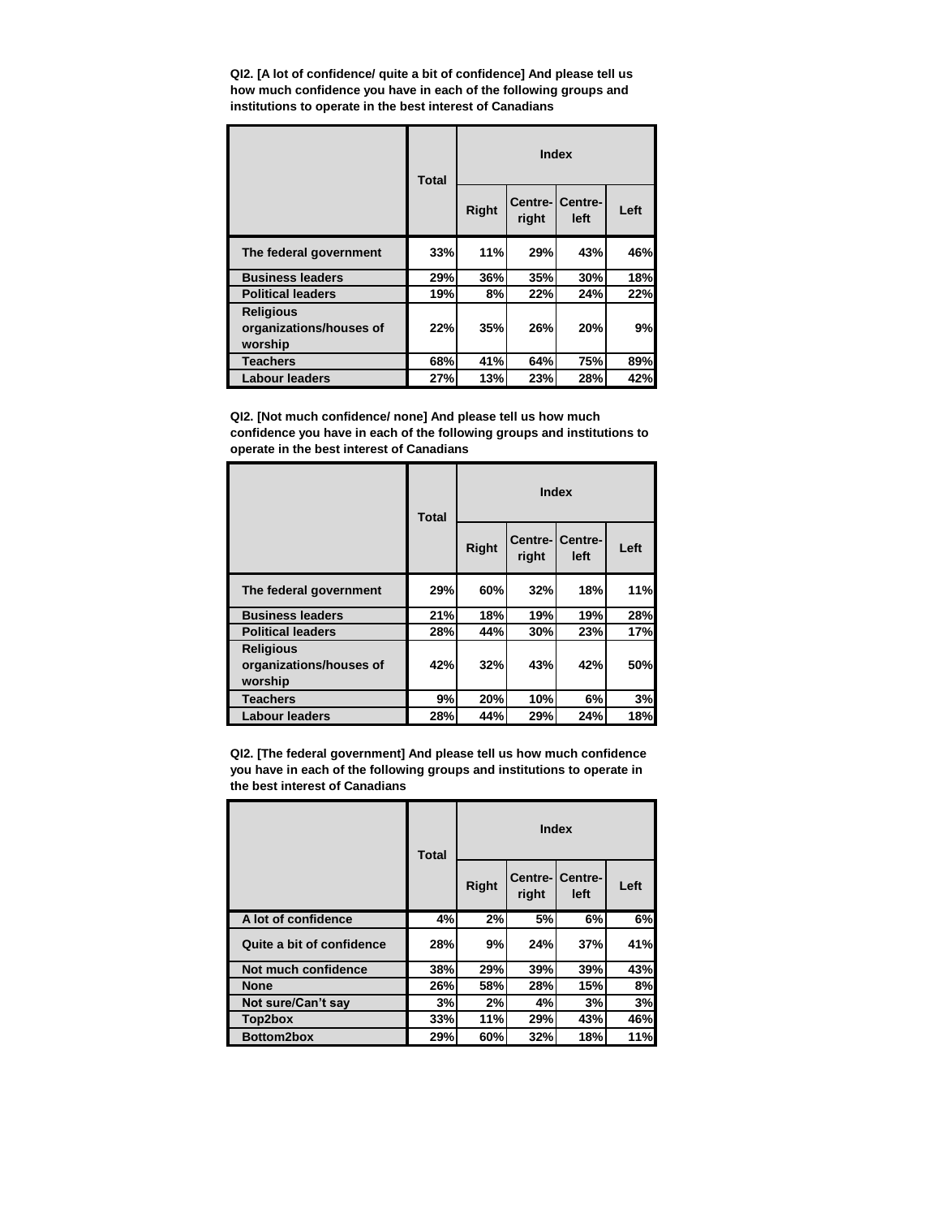**QI2. [A lot of confidence/ quite a bit of confidence] And please tell us how much confidence you have in each of the following groups and institutions to operate in the best interest of Canadians**

| | Total | Index | | | |
|---|---|---|---|---|---|
| | | Right | Centre-right | Centre-left | Left |
| The federal government | 33% | 11% | 29% | 43% | 46% |
| Business leaders | 29% | 36% | 35% | 30% | 18% |
| Political leaders | 19% | 8% | 22% | 24% | 22% |
| Religious organizations/houses of worship | 22% | 35% | 26% | 20% | 9% |
| Teachers | 68% | 41% | 64% | 75% | 89% |
| Labour leaders | 27% | 13% | 23% | 28% | 42% |

**QI2. [Not much confidence/ none] And please tell us how much confidence you have in each of the following groups and institutions to operate in the best interest of Canadians**

| | Total | Index | | | |
|---|---|---|---|---|---|
| | | Right | Centre-right | Centre-left | Left |
| The federal government | 29% | 60% | 32% | 18% | 11% |
| Business leaders | 21% | 18% | 19% | 19% | 28% |
| Political leaders | 28% | 44% | 30% | 23% | 17% |
| Religious organizations/houses of worship | 42% | 32% | 43% | 42% | 50% |
| Teachers | 9% | 20% | 10% | 6% | 3% |
| Labour leaders | 28% | 44% | 29% | 24% | 18% |

**QI2. [The federal government] And please tell us how much confidence you have in each of the following groups and institutions to operate in the best interest of Canadians**

| | Total | Index | | | |
|---|---|---|---|---|---|
| | | Right | Centre-right | Centre-left | Left |
| A lot of confidence | 4% | 2% | 5% | 6% | 6% |
| Quite a bit of confidence | 28% | 9% | 24% | 37% | 41% |
| Not much confidence | 38% | 29% | 39% | 39% | 43% |
| None | 26% | 58% | 28% | 15% | 8% |
| Not sure/Can't say | 3% | 2% | 4% | 3% | 3% |
| Top2box | 33% | 11% | 29% | 43% | 46% |
| Bottom2box | 29% | 60% | 32% | 18% | 11% |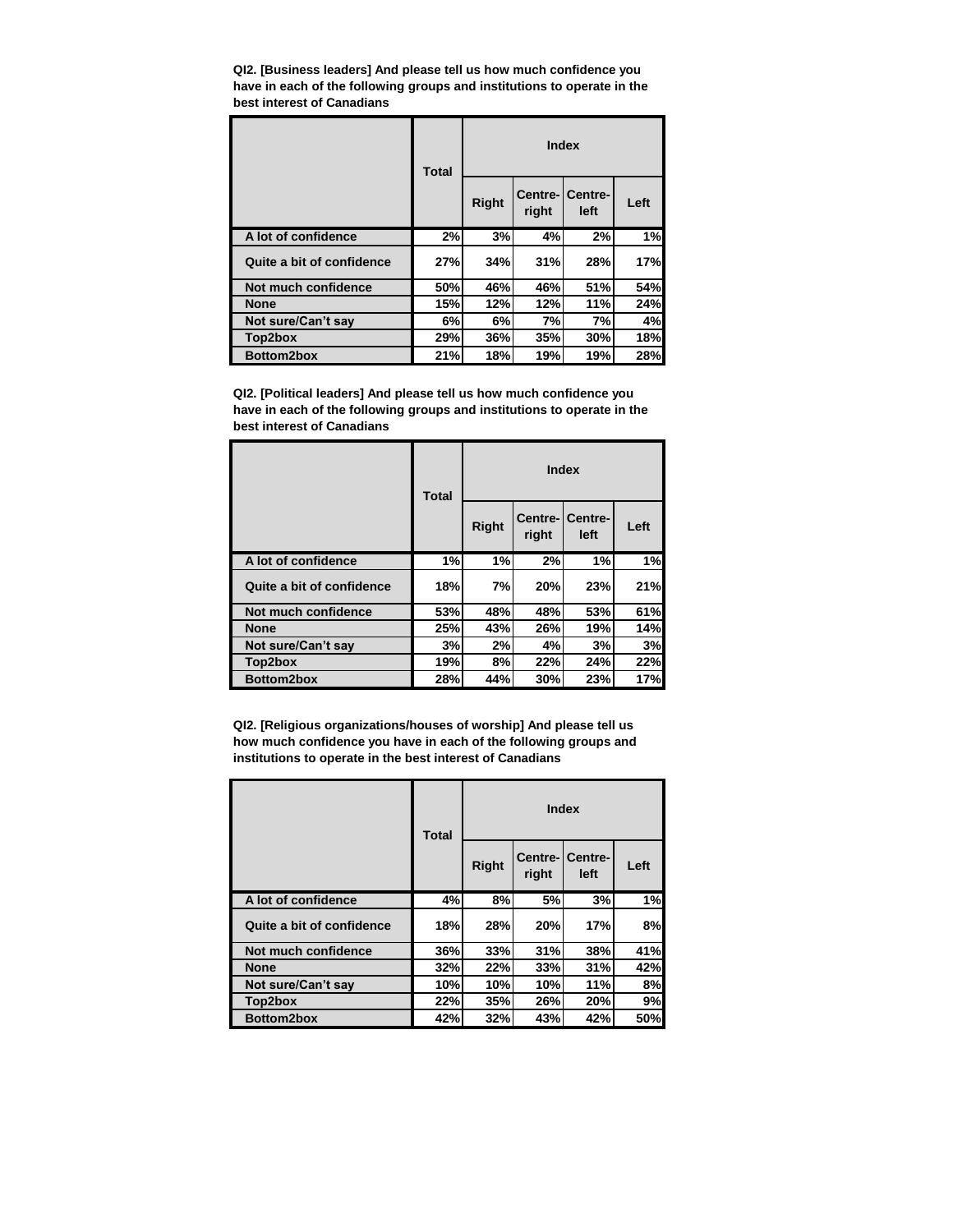**QI2. [Business leaders] And please tell us how much confidence you have in each of the following groups and institutions to operate in the best interest of Canadians**

| | Total | Index | | | |
|---|---|---|---|---|---|
| | | Right | Centre-right | Centre-left | Left |
| A lot of confidence | 2% | 3% | 4% | 2% | 1% |
| Quite a bit of confidence | 27% | 34% | 31% | 28% | 17% |
| Not much confidence | 50% | 46% | 46% | 51% | 54% |
| None | 15% | 12% | 12% | 11% | 24% |
| Not sure/Can't say | 6% | 6% | 7% | 7% | 4% |
| Top2box | 29% | 36% | 35% | 30% | 18% |
| Bottom2box | 21% | 18% | 19% | 19% | 28% |

**QI2. [Political leaders] And please tell us how much confidence you have in each of the following groups and institutions to operate in the best interest of Canadians**

| | Total | Index | | | |
|---|---|---|---|---|---|
| | | Right | Centre-right | Centre-left | Left |
| A lot of confidence | 1% | 1% | 2% | 1% | 1% |
| Quite a bit of confidence | 18% | 7% | 20% | 23% | 21% |
| Not much confidence | 53% | 48% | 48% | 53% | 61% |
| None | 25% | 43% | 26% | 19% | 14% |
| Not sure/Can't say | 3% | 2% | 4% | 3% | 3% |
| Top2box | 19% | 8% | 22% | 24% | 22% |
| Bottom2box | 28% | 44% | 30% | 23% | 17% |

**QI2. [Religious organizations/houses of worship] And please tell us how much confidence you have in each of the following groups and institutions to operate in the best interest of Canadians**

| | Total | Index | | | |
|---|---|---|---|---|---|
| | | Right | Centre-right | Centre-left | Left |
| A lot of confidence | 4% | 8% | 5% | 3% | 1% |
| Quite a bit of confidence | 18% | 28% | 20% | 17% | 8% |
| Not much confidence | 36% | 33% | 31% | 38% | 41% |
| None | 32% | 22% | 33% | 31% | 42% |
| Not sure/Can't say | 10% | 10% | 10% | 11% | 8% |
| Top2box | 22% | 35% | 26% | 20% | 9% |
| Bottom2box | 42% | 32% | 43% | 42% | 50% |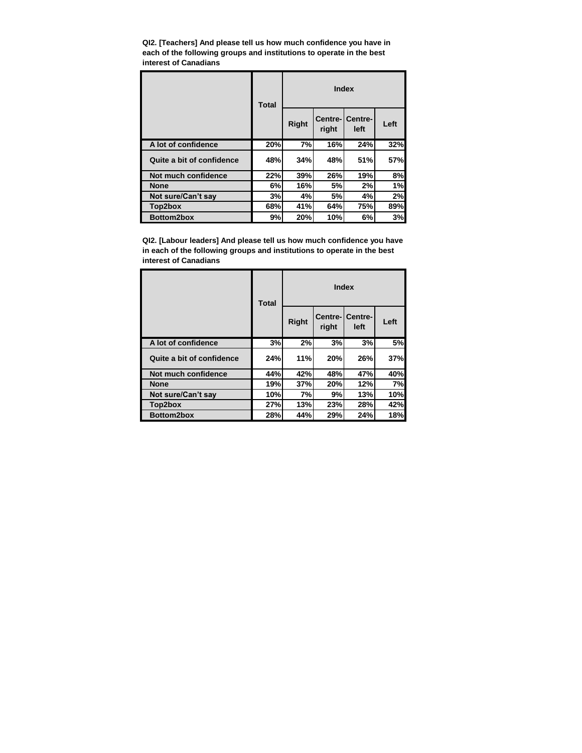**QI2. [Teachers] And please tell us how much confidence you have in each of the following groups and institutions to operate in the best interest of Canadians**

| | Total | Index | | | |
|---|---|---|---|---|---|
| | | Right | Centre-right | Centre-left | Left |
| A lot of confidence | 20% | 7% | 16% | 24% | 32% |
| Quite a bit of confidence | 48% | 34% | 48% | 51% | 57% |
| Not much confidence | 22% | 39% | 26% | 19% | 8% |
| None | 6% | 16% | 5% | 2% | 1% |
| Not sure/Can't say | 3% | 4% | 5% | 4% | 2% |
| Top2box | 68% | 41% | 64% | 75% | 89% |
| Bottom2box | 9% | 20% | 10% | 6% | 3% |

**QI2. [Labour leaders] And please tell us how much confidence you have in each of the following groups and institutions to operate in the best interest of Canadians**

| | Total | Index | | | |
|---|---|---|---|---|---|
| | | Right | Centre-right | Centre-left | Left |
| A lot of confidence | 3% | 2% | 3% | 3% | 5% |
| Quite a bit of confidence | 24% | 11% | 20% | 26% | 37% |
| Not much confidence | 44% | 42% | 48% | 47% | 40% |
| None | 19% | 37% | 20% | 12% | 7% |
| Not sure/Can't say | 10% | 7% | 9% | 13% | 10% |
| Top2box | 27% | 13% | 23% | 28% | 42% |
| Bottom2box | 28% | 44% | 29% | 24% | 18% |